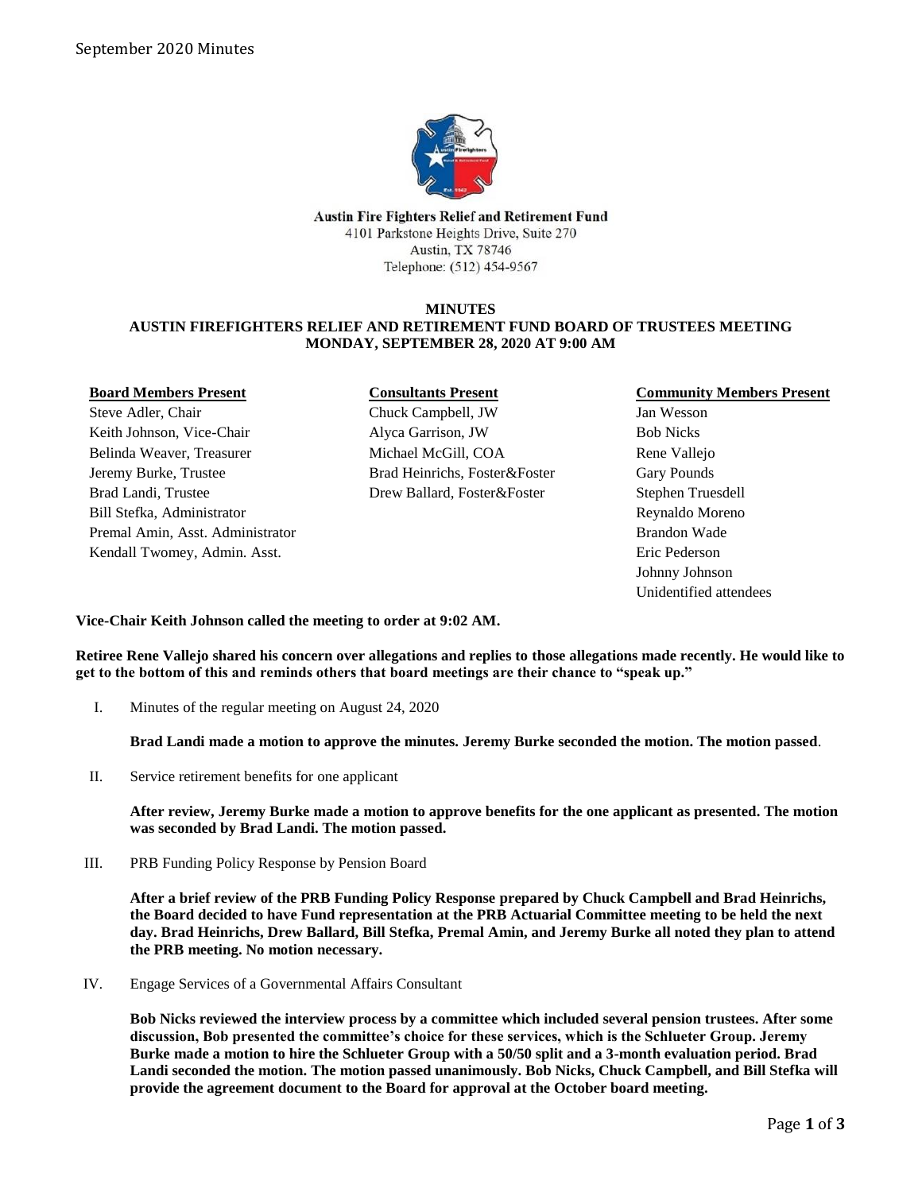Austin Fire Fighters Relief and Retirement Fund
4101 Parkstone Heights Drive, Suite 270
Austin, TX 78746
Telephone: (512) 454-9567

# MINUTES
## AUSTIN FIREFIGHTERS RELIEF AND RETIREMENT FUND BOARD OF TRUSTEES MEETING
## MONDAY, SEPTEMBER 28, 2020 AT 9:00 AM

| **Board Members Present** | **Consultants Present** | **Community Members Present** |
|---|---|---|
| Steve Adler, Chair | Chuck Campbell, JW | Jan Wesson |
| Keith Johnson, Vice-Chair | Alyca Garrison, JW | Bob Nicks |
| Belinda Weaver, Treasurer | Michael McGill, COA | Rene Vallejo |
| Jeremy Burke, Trustee | Brad Heinrichs, Foster&Foster | Gary Pounds |
| Brad Landi, Trustee | Drew Ballard, Foster&Foster | Stephen Truesdell |
| Bill Stefka, Administrator | | Reynaldo Moreno |
| Premal Amin, Asst. Administrator | | Brandon Wade |
| Kendall Twomey, Admin. Asst. | | Eric Pederson |
| | | Johnny Johnson |
| | | Unidentified attendees |

**Vice-Chair Keith Johnson called the meeting to order at 9:02 AM.**

**Retiree Rene Vallejo shared his concern over allegations and replies to those allegations made recently. He would like to get to the bottom of this and reminds others that board meetings are their chance to "speak up."**

I. Minutes of the regular meeting on August 24, 2020

   **Brad Landi made a motion to approve the minutes. Jeremy Burke seconded the motion. The motion passed**.

II. Service retirement benefits for one applicant

   **After review, Jeremy Burke made a motion to approve benefits for the one applicant as presented. The motion was seconded by Brad Landi. The motion passed.**

III. PRB Funding Policy Response by Pension Board

   **After a brief review of the PRB Funding Policy Response prepared by Chuck Campbell and Brad Heinrichs, the Board decided to have Fund representation at the PRB Actuarial Committee meeting to be held the next day. Brad Heinrichs, Drew Ballard, Bill Stefka, Premal Amin, and Jeremy Burke all noted they plan to attend the PRB meeting. No motion necessary.**

IV. Engage Services of a Governmental Affairs Consultant

   **Bob Nicks reviewed the interview process by a committee which included several pension trustees. After some discussion, Bob presented the committee's choice for these services, which is the Schlueter Group. Jeremy Burke made a motion to hire the Schlueter Group with a 50/50 split and a 3-month evaluation period. Brad Landi seconded the motion. The motion passed unanimously. Bob Nicks, Chuck Campbell, and Bill Stefka will provide the agreement document to the Board for approval at the October board meeting.**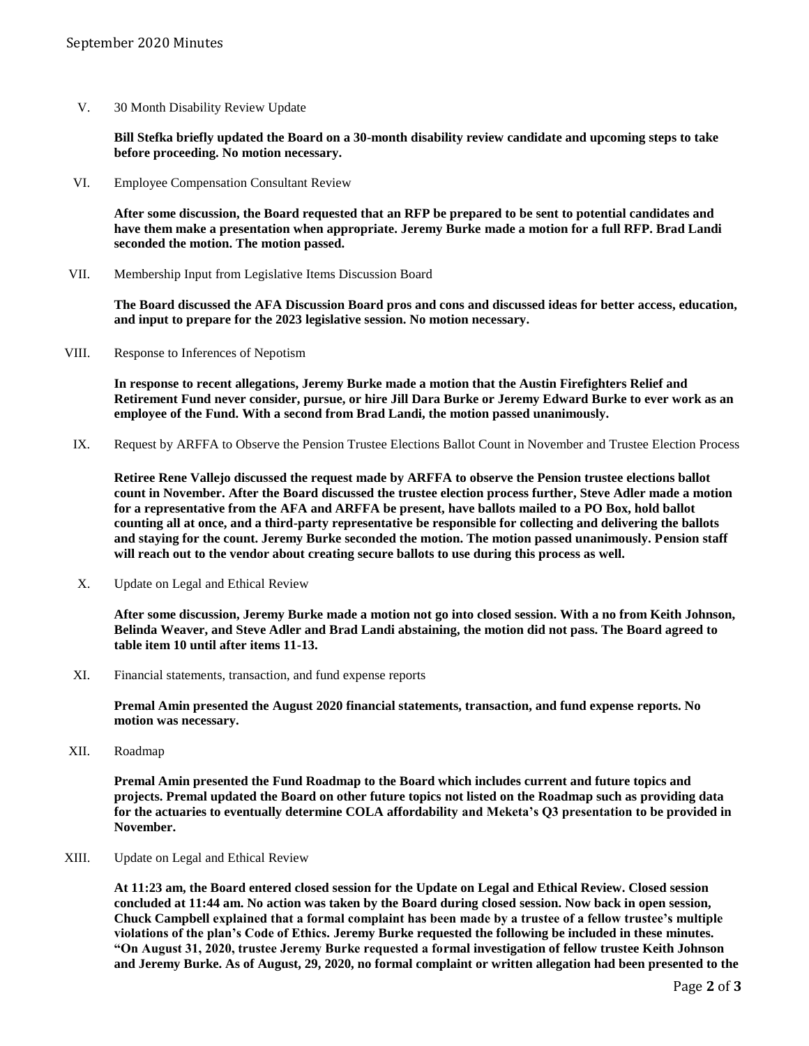V. 30 Month Disability Review Update

**Bill Stefka briefly updated the Board on a 30-month disability review candidate and upcoming steps to take before proceeding. No motion necessary.**

VI. Employee Compensation Consultant Review

**After some discussion, the Board requested that an RFP be prepared to be sent to potential candidates and have them make a presentation when appropriate. Jeremy Burke made a motion for a full RFP. Brad Landi seconded the motion. The motion passed.**

VII. Membership Input from Legislative Items Discussion Board

**The Board discussed the AFA Discussion Board pros and cons and discussed ideas for better access, education, and input to prepare for the 2023 legislative session. No motion necessary.**

VIII. Response to Inferences of Nepotism

**In response to recent allegations, Jeremy Burke made a motion that the Austin Firefighters Relief and Retirement Fund never consider, pursue, or hire Jill Dara Burke or Jeremy Edward Burke to ever work as an employee of the Fund. With a second from Brad Landi, the motion passed unanimously.**

IX. Request by ARFFA to Observe the Pension Trustee Elections Ballot Count in November and Trustee Election Process

**Retiree Rene Vallejo discussed the request made by ARFFA to observe the Pension trustee elections ballot count in November. After the Board discussed the trustee election process further, Steve Adler made a motion for a representative from the AFA and ARFFA be present, have ballots mailed to a PO Box, hold ballot counting all at once, and a third-party representative be responsible for collecting and delivering the ballots and staying for the count. Jeremy Burke seconded the motion. The motion passed unanimously. Pension staff will reach out to the vendor about creating secure ballots to use during this process as well.**

X. Update on Legal and Ethical Review

**After some discussion, Jeremy Burke made a motion not go into closed session. With a no from Keith Johnson, Belinda Weaver, and Steve Adler and Brad Landi abstaining, the motion did not pass. The Board agreed to table item 10 until after items 11-13.**

XI. Financial statements, transaction, and fund expense reports

**Premal Amin presented the August 2020 financial statements, transaction, and fund expense reports. No motion was necessary.**

XII. Roadmap

**Premal Amin presented the Fund Roadmap to the Board which includes current and future topics and projects. Premal updated the Board on other future topics not listed on the Roadmap such as providing data for the actuaries to eventually determine COLA affordability and Meketa's Q3 presentation to be provided in November.**

XIII. Update on Legal and Ethical Review

**At 11:23 am, the Board entered closed session for the Update on Legal and Ethical Review. Closed session concluded at 11:44 am. No action was taken by the Board during closed session. Now back in open session, Chuck Campbell explained that a formal complaint has been made by a trustee of a fellow trustee's multiple violations of the plan's Code of Ethics. Jeremy Burke requested the following be included in these minutes. "On August 31, 2020, trustee Jeremy Burke requested a formal investigation of fellow trustee Keith Johnson and Jeremy Burke. As of August, 29, 2020, no formal complaint or written allegation had been presented to the**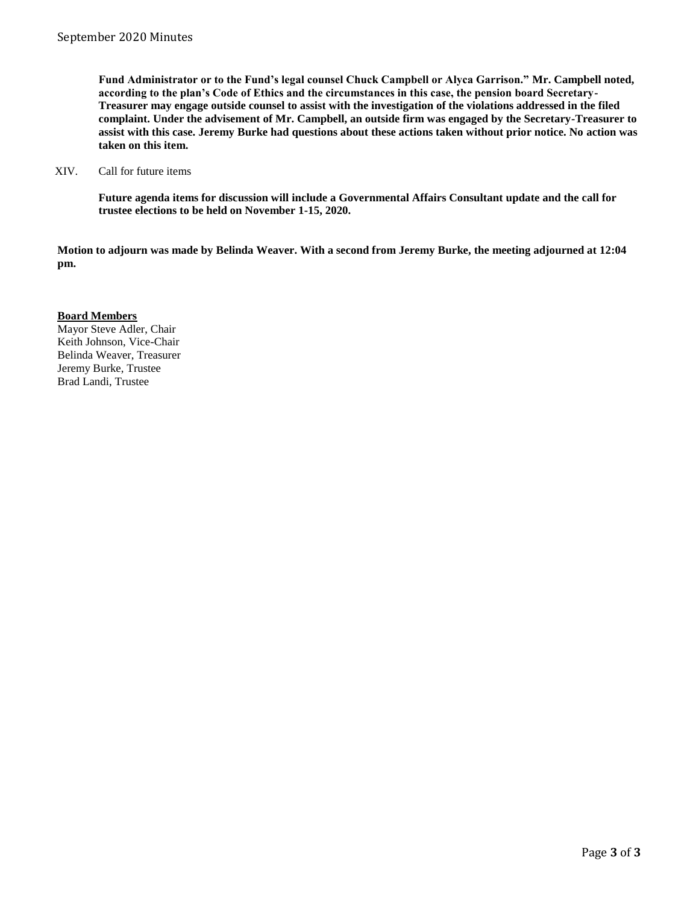**Fund Administrator or to the Fund's legal counsel Chuck Campbell or Alyca Garrison." Mr. Campbell noted, according to the plan's Code of Ethics and the circumstances in this case, the pension board Secretary-Treasurer may engage outside counsel to assist with the investigation of the violations addressed in the filed complaint. Under the advisement of Mr. Campbell, an outside firm was engaged by the Secretary-Treasurer to assist with this case. Jeremy Burke had questions about these actions taken without prior notice. No action was taken on this item.**

XIV. Call for future items

**Future agenda items for discussion will include a Governmental Affairs Consultant update and the call for trustee elections to be held on November 1-15, 2020.**

**Motion to adjourn was made by Belinda Weaver. With a second from Jeremy Burke, the meeting adjourned at 12:04 pm.**

**Board Members**

Mayor Steve Adler, Chair
Keith Johnson, Vice-Chair
Belinda Weaver, Treasurer
Jeremy Burke, Trustee
Brad Landi, Trustee